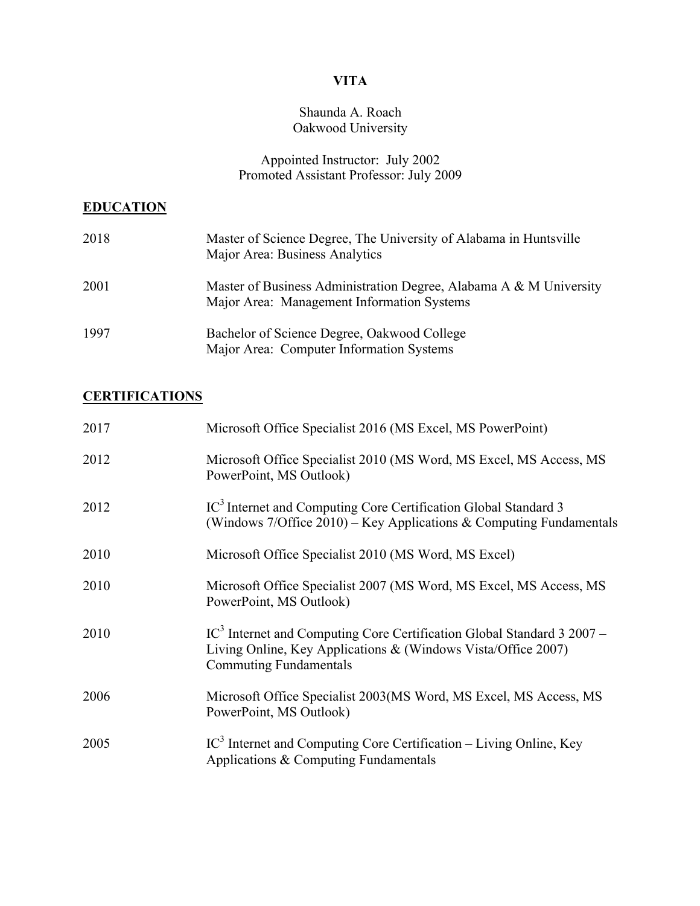# VITA

Shaunda A. Roach
Oakwood University

Appointed Instructor: July 2002
Promoted Assistant Professor: July 2009

## EDUCATION

| | |
|---|---|
| 2018 | Master of Science Degree, The University of Alabama in Huntsville<br>Major Area: Business Analytics |
| 2001 | Master of Business Administration Degree, Alabama A & M University<br>Major Area: Management Information Systems |
| 1997 | Bachelor of Science Degree, Oakwood College<br>Major Area: Computer Information Systems |

## CERTIFICATIONS

| | |
|---|---|
| 2017 | Microsoft Office Specialist 2016 (MS Excel, MS PowerPoint) |
| 2012 | Microsoft Office Specialist 2010 (MS Word, MS Excel, MS Access, MS PowerPoint, MS Outlook) |
| 2012 | $IC^3$ Internet and Computing Core Certification Global Standard 3 (Windows 7/Office 2010) – Key Applications & Computing Fundamentals |
| 2010 | Microsoft Office Specialist 2010 (MS Word, MS Excel) |
| 2010 | Microsoft Office Specialist 2007 (MS Word, MS Excel, MS Access, MS PowerPoint, MS Outlook) |
| 2010 | $IC^3$ Internet and Computing Core Certification Global Standard 3 2007 – Living Online, Key Applications & (Windows Vista/Office 2007) Commuting Fundamentals |
| 2006 | Microsoft Office Specialist 2003(MS Word, MS Excel, MS Access, MS PowerPoint, MS Outlook) |
| 2005 | $IC^3$ Internet and Computing Core Certification – Living Online, Key Applications & Computing Fundamentals |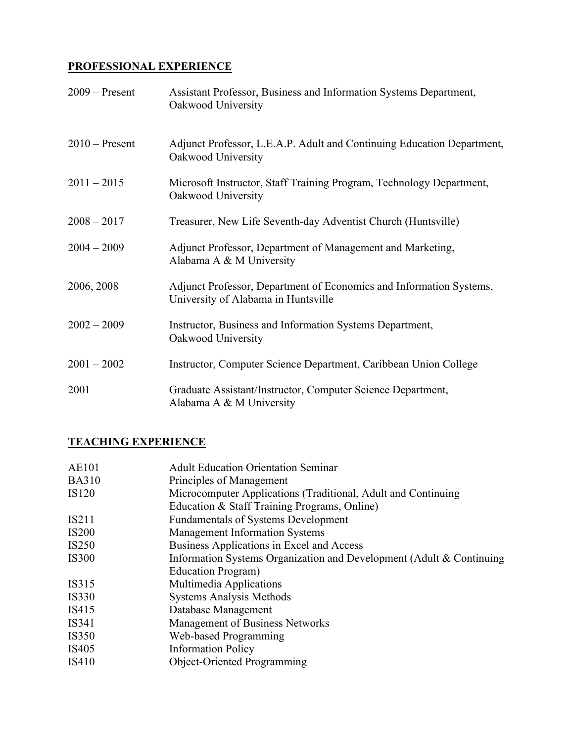## PROFESSIONAL EXPERIENCE

| | |
|---|---|
| 2009 – Present | Assistant Professor, Business and Information Systems Department, Oakwood University |
| 2010 – Present | Adjunct Professor, L.E.A.P. Adult and Continuing Education Department, Oakwood University |
| 2011 – 2015 | Microsoft Instructor, Staff Training Program, Technology Department, Oakwood University |
| 2008 – 2017 | Treasurer, New Life Seventh-day Adventist Church (Huntsville) |
| 2004 – 2009 | Adjunct Professor, Department of Management and Marketing, Alabama A & M University |
| 2006, 2008 | Adjunct Professor, Department of Economics and Information Systems, University of Alabama in Huntsville |
| 2002 – 2009 | Instructor, Business and Information Systems Department, Oakwood University |
| 2001 – 2002 | Instructor, Computer Science Department, Caribbean Union College |
| 2001 | Graduate Assistant/Instructor, Computer Science Department, Alabama A & M University |

## TEACHING EXPERIENCE

| | |
|---|---|
| AE101 | Adult Education Orientation Seminar |
| BA310 | Principles of Management |
| IS120 | Microcomputer Applications (Traditional, Adult and Continuing Education & Staff Training Programs, Online) |
| IS211 | Fundamentals of Systems Development |
| IS200 | Management Information Systems |
| IS250 | Business Applications in Excel and Access |
| IS300 | Information Systems Organization and Development (Adult & Continuing Education Program) |
| IS315 | Multimedia Applications |
| IS330 | Systems Analysis Methods |
| IS415 | Database Management |
| IS341 | Management of Business Networks |
| IS350 | Web-based Programming |
| IS405 | Information Policy |
| IS410 | Object-Oriented Programming |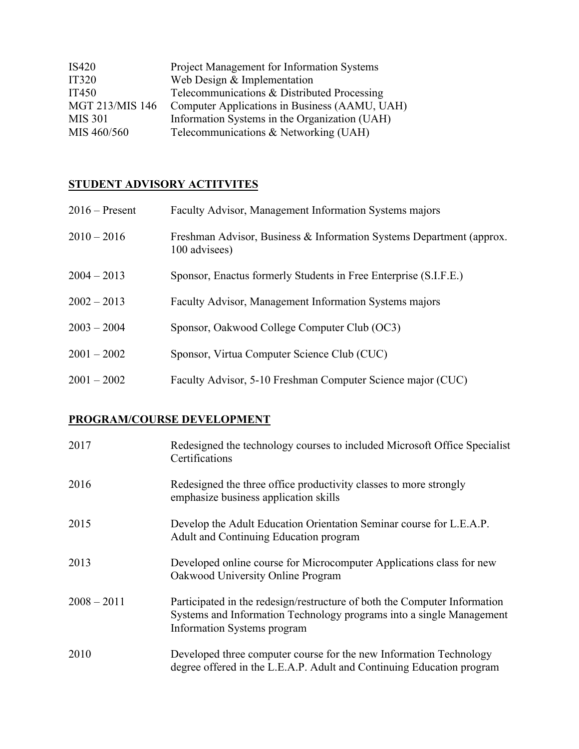| | |
|---|---|
| IS420 | Project Management for Information Systems |
| IT320 | Web Design & Implementation |
| IT450 | Telecommunications & Distributed Processing |
| MGT 213/MIS 146 | Computer Applications in Business (AAMU, UAH) |
| MIS 301 | Information Systems in the Organization (UAH) |
| MIS 460/560 | Telecommunications & Networking (UAH) |

## STUDENT ADVISORY ACTITVITES

| | |
|---|---|
| 2016 – Present | Faculty Advisor, Management Information Systems majors |
| 2010 – 2016 | Freshman Advisor, Business & Information Systems Department (approx. 100 advisees) |
| 2004 – 2013 | Sponsor, Enactus formerly Students in Free Enterprise (S.I.F.E.) |
| 2002 – 2013 | Faculty Advisor, Management Information Systems majors |
| 2003 – 2004 | Sponsor, Oakwood College Computer Club (OC3) |
| 2001 – 2002 | Sponsor, Virtua Computer Science Club (CUC) |
| 2001 – 2002 | Faculty Advisor, 5-10 Freshman Computer Science major (CUC) |

## PROGRAM/COURSE DEVELOPMENT

| | |
|---|---|
| 2017 | Redesigned the technology courses to included Microsoft Office Specialist Certifications |
| 2016 | Redesigned the three office productivity classes to more strongly emphasize business application skills |
| 2015 | Develop the Adult Education Orientation Seminar course for L.E.A.P. Adult and Continuing Education program |
| 2013 | Developed online course for Microcomputer Applications class for new Oakwood University Online Program |
| 2008 – 2011 | Participated in the redesign/restructure of both the Computer Information Systems and Information Technology programs into a single Management Information Systems program |
| 2010 | Developed three computer course for the new Information Technology degree offered in the L.E.A.P. Adult and Continuing Education program |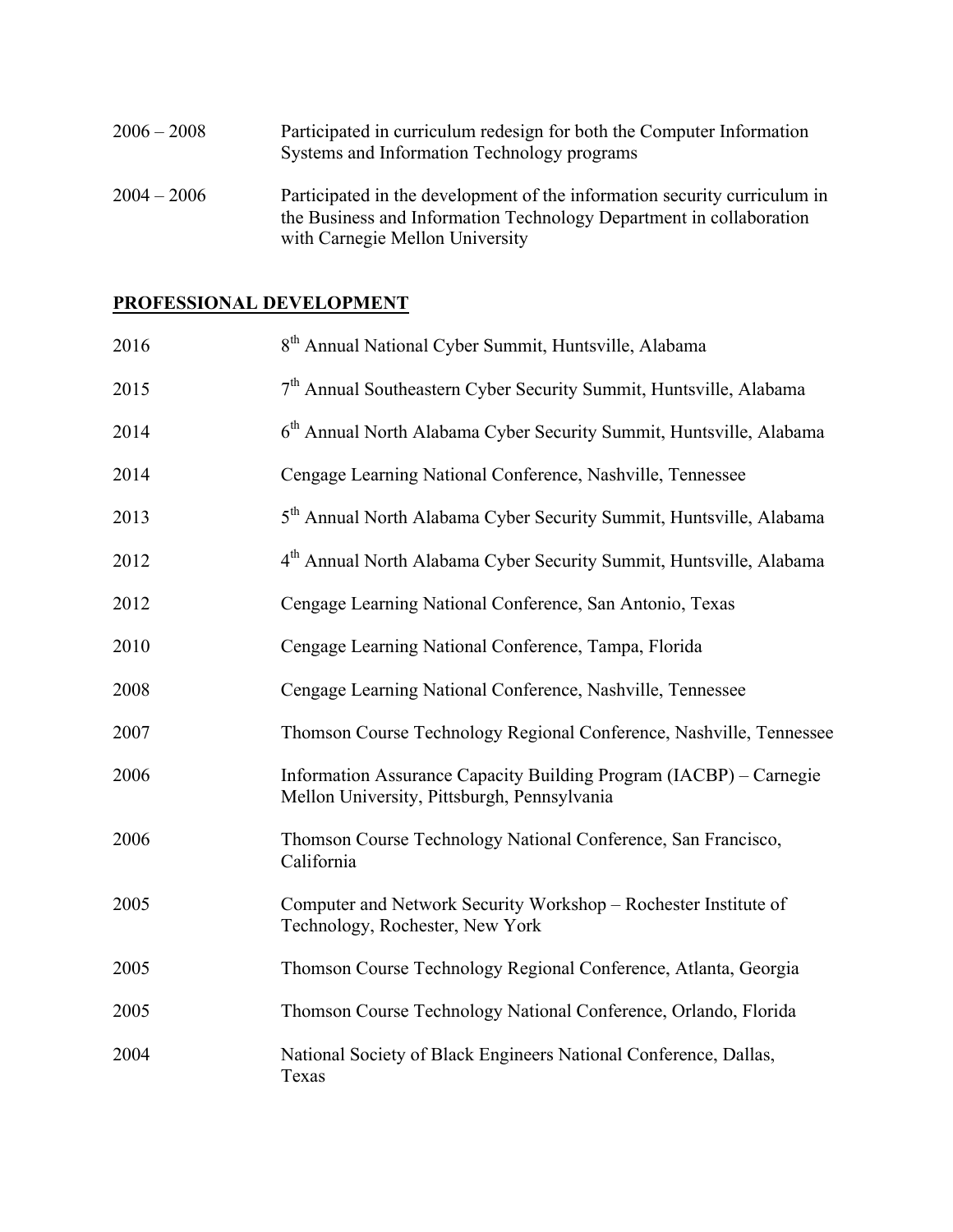2006 – 2008 Participated in curriculum redesign for both the Computer Information Systems and Information Technology programs

2004 – 2006 Participated in the development of the information security curriculum in the Business and Information Technology Department in collaboration with Carnegie Mellon University

## PROFESSIONAL DEVELOPMENT

2016 8th Annual National Cyber Summit, Huntsville, Alabama

2015 7th Annual Southeastern Cyber Security Summit, Huntsville, Alabama

2014 6th Annual North Alabama Cyber Security Summit, Huntsville, Alabama

2014 Cengage Learning National Conference, Nashville, Tennessee

2013 5th Annual North Alabama Cyber Security Summit, Huntsville, Alabama

2012 4th Annual North Alabama Cyber Security Summit, Huntsville, Alabama

2012 Cengage Learning National Conference, San Antonio, Texas

2010 Cengage Learning National Conference, Tampa, Florida

2008 Cengage Learning National Conference, Nashville, Tennessee

2007 Thomson Course Technology Regional Conference, Nashville, Tennessee

2006 Information Assurance Capacity Building Program (IACBP) – Carnegie Mellon University, Pittsburgh, Pennsylvania

2006 Thomson Course Technology National Conference, San Francisco, California

2005 Computer and Network Security Workshop – Rochester Institute of Technology, Rochester, New York

2005 Thomson Course Technology Regional Conference, Atlanta, Georgia

2005 Thomson Course Technology National Conference, Orlando, Florida

2004 National Society of Black Engineers National Conference, Dallas, Texas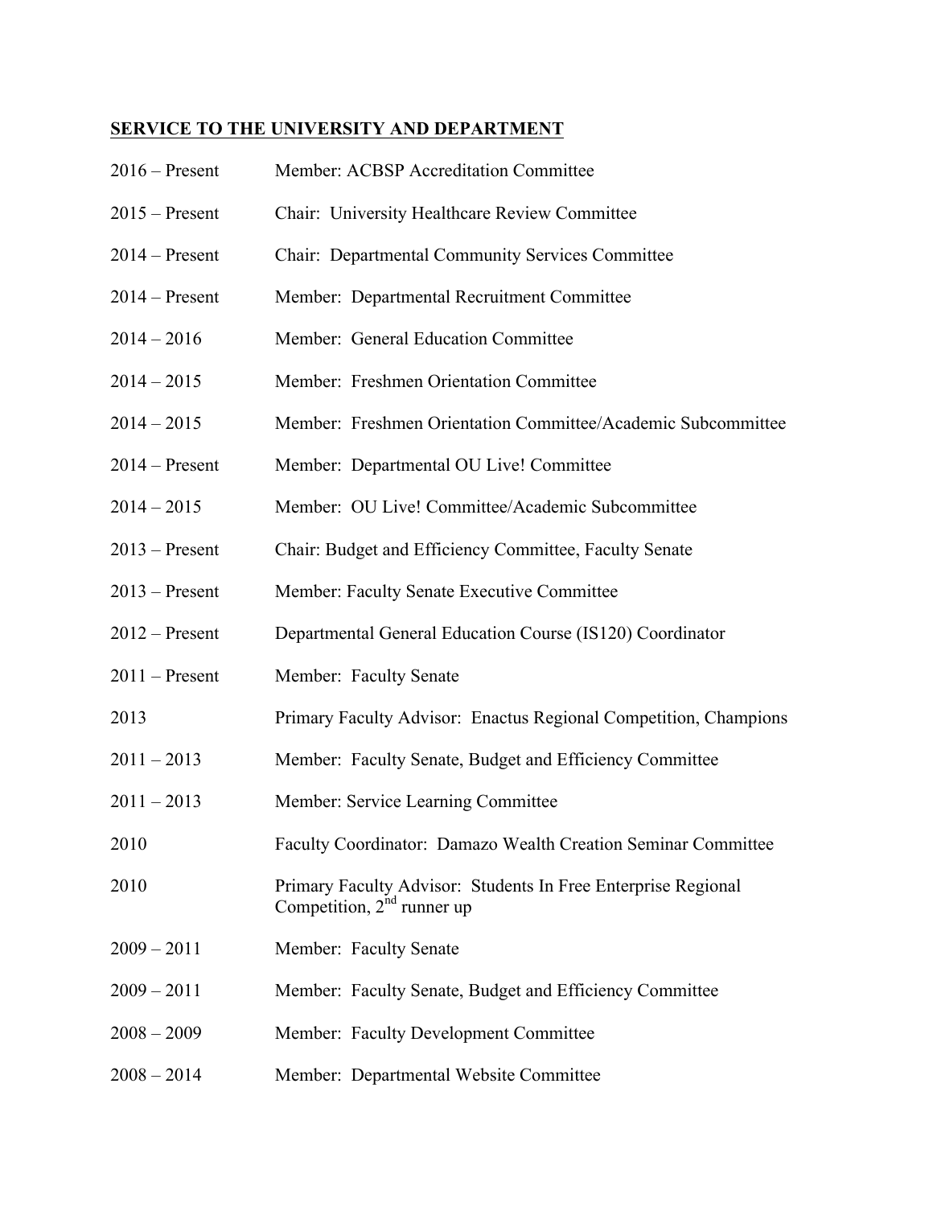## SERVICE TO THE UNIVERSITY AND DEPARTMENT

| | |
|---|---|
| 2016 – Present | Member: ACBSP Accreditation Committee |
| 2015 – Present | Chair: University Healthcare Review Committee |
| 2014 – Present | Chair: Departmental Community Services Committee |
| 2014 – Present | Member: Departmental Recruitment Committee |
| 2014 – 2016 | Member: General Education Committee |
| 2014 – 2015 | Member: Freshmen Orientation Committee |
| 2014 – 2015 | Member: Freshmen Orientation Committee/Academic Subcommittee |
| 2014 – Present | Member: Departmental OU Live! Committee |
| 2014 – 2015 | Member: OU Live! Committee/Academic Subcommittee |
| 2013 – Present | Chair: Budget and Efficiency Committee, Faculty Senate |
| 2013 – Present | Member: Faculty Senate Executive Committee |
| 2012 – Present | Departmental General Education Course (IS120) Coordinator |
| 2011 – Present | Member: Faculty Senate |
| 2013 | Primary Faculty Advisor: Enactus Regional Competition, Champions |
| 2011 – 2013 | Member: Faculty Senate, Budget and Efficiency Committee |
| 2011 – 2013 | Member: Service Learning Committee |
| 2010 | Faculty Coordinator: Damazo Wealth Creation Seminar Committee |
| 2010 | Primary Faculty Advisor: Students In Free Enterprise Regional Competition, 2nd runner up |
| 2009 – 2011 | Member: Faculty Senate |
| 2009 – 2011 | Member: Faculty Senate, Budget and Efficiency Committee |
| 2008 – 2009 | Member: Faculty Development Committee |
| 2008 – 2014 | Member: Departmental Website Committee |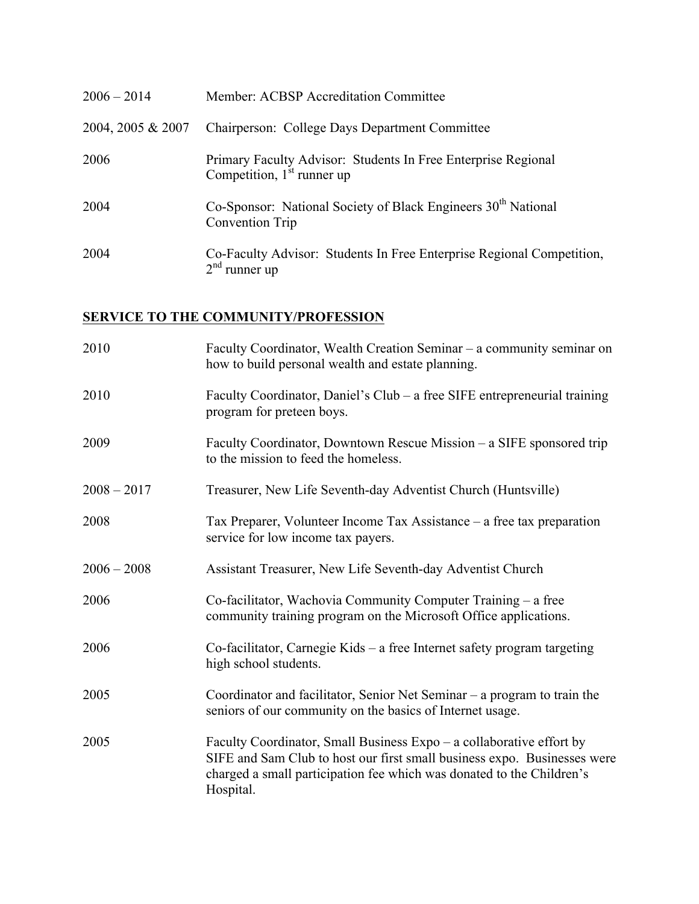| | |
|---|---|
| 2006 – 2014 | Member: ACBSP Accreditation Committee |
| 2004, 2005 & 2007 | Chairperson: College Days Department Committee |
| 2006 | Primary Faculty Advisor: Students In Free Enterprise Regional Competition, 1st runner up |
| 2004 | Co-Sponsor: National Society of Black Engineers 30th National Convention Trip |
| 2004 | Co-Faculty Advisor: Students In Free Enterprise Regional Competition, 2nd runner up |

## SERVICE TO THE COMMUNITY/PROFESSION

| | |
|---|---|
| 2010 | Faculty Coordinator, Wealth Creation Seminar – a community seminar on how to build personal wealth and estate planning. |
| 2010 | Faculty Coordinator, Daniel's Club – a free SIFE entrepreneurial training program for preteen boys. |
| 2009 | Faculty Coordinator, Downtown Rescue Mission – a SIFE sponsored trip to the mission to feed the homeless. |
| 2008 – 2017 | Treasurer, New Life Seventh-day Adventist Church (Huntsville) |
| 2008 | Tax Preparer, Volunteer Income Tax Assistance – a free tax preparation service for low income tax payers. |
| 2006 – 2008 | Assistant Treasurer, New Life Seventh-day Adventist Church |
| 2006 | Co-facilitator, Wachovia Community Computer Training – a free community training program on the Microsoft Office applications. |
| 2006 | Co-facilitator, Carnegie Kids – a free Internet safety program targeting high school students. |
| 2005 | Coordinator and facilitator, Senior Net Seminar – a program to train the seniors of our community on the basics of Internet usage. |
| 2005 | Faculty Coordinator, Small Business Expo – a collaborative effort by SIFE and Sam Club to host our first small business expo. Businesses were charged a small participation fee which was donated to the Children's Hospital. |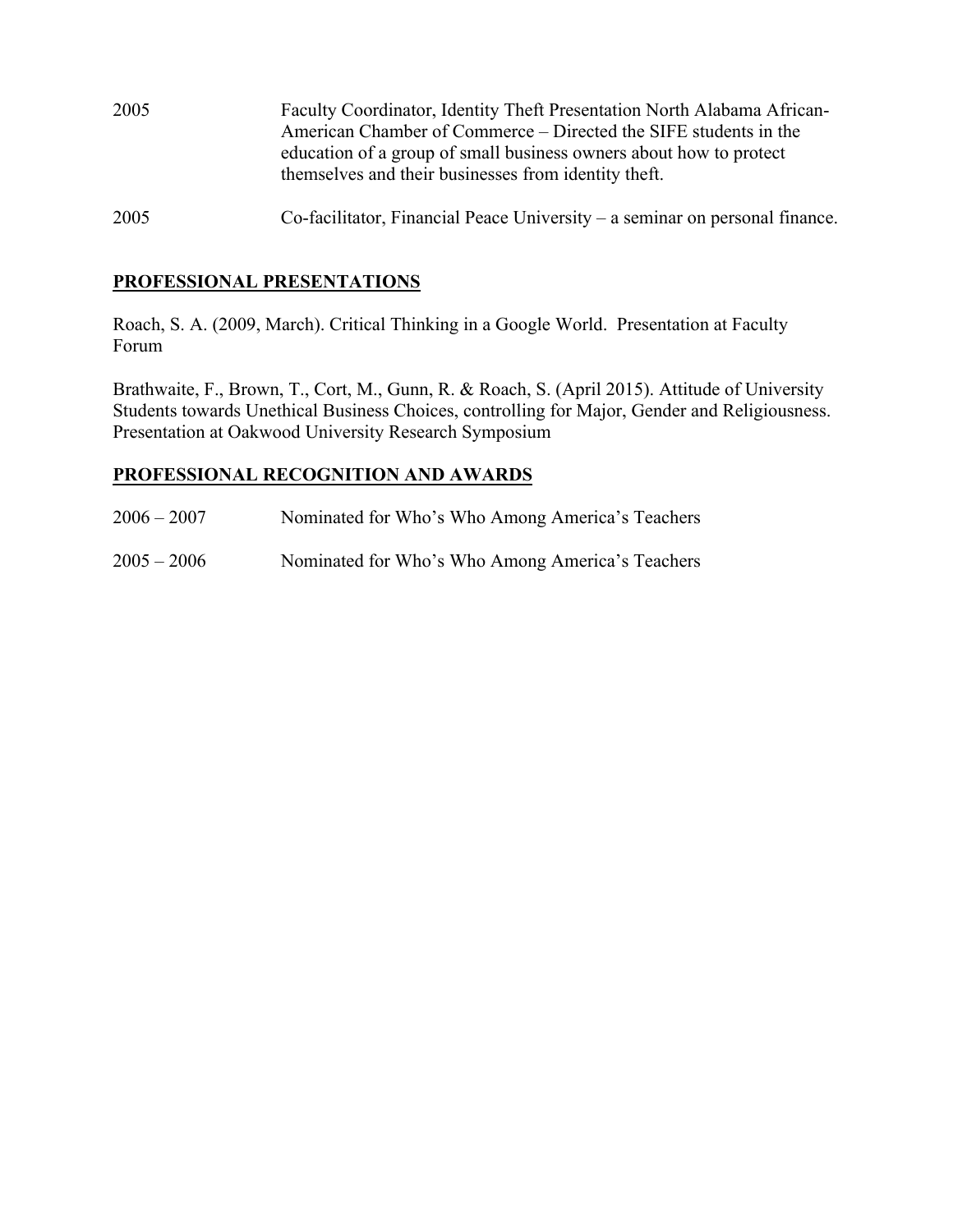2005 Faculty Coordinator, Identity Theft Presentation North Alabama African-American Chamber of Commerce – Directed the SIFE students in the education of a group of small business owners about how to protect themselves and their businesses from identity theft.

2005 Co-facilitator, Financial Peace University – a seminar on personal finance.

## PROFESSIONAL PRESENTATIONS

Roach, S. A. (2009, March). Critical Thinking in a Google World. Presentation at Faculty Forum

Brathwaite, F., Brown, T., Cort, M., Gunn, R. & Roach, S. (April 2015). Attitude of University Students towards Unethical Business Choices, controlling for Major, Gender and Religiousness. Presentation at Oakwood University Research Symposium

## PROFESSIONAL RECOGNITION AND AWARDS

2006 – 2007 Nominated for Who's Who Among America's Teachers

2005 – 2006 Nominated for Who's Who Among America's Teachers